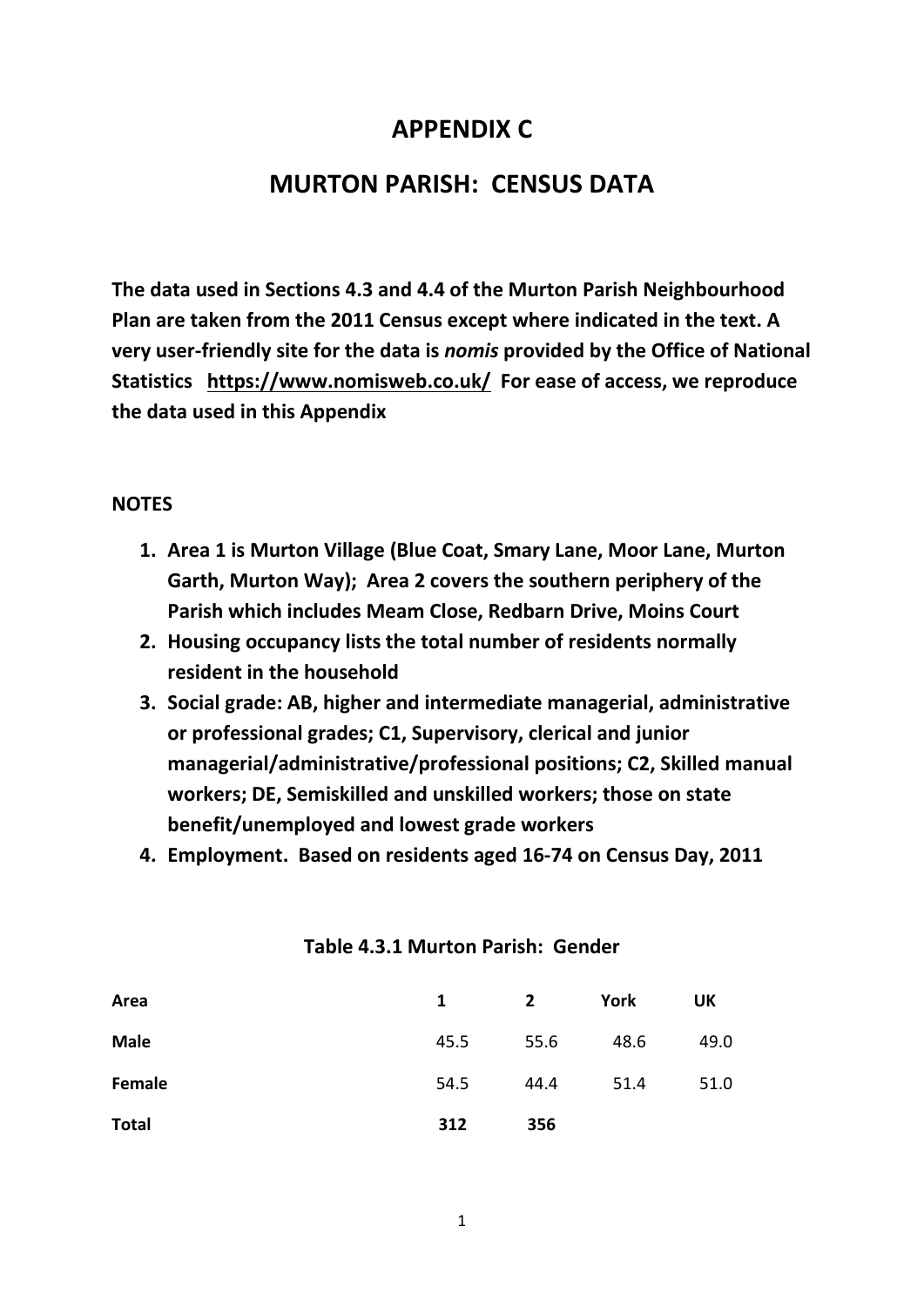# APPENDIX C

# MURTON PARISH: CENSUS DATA

**The data used in Sections 4.3 and 4.4 of the Murton Parish Neighbourhood Plan are taken from the 2011 Census except where indicated in the text. A very user-friendly site for the data is *nomis* provided by the Office of National Statistics https://www.nomisweb.co.uk/ For ease of access, we reproduce the data used in this Appendix**

**NOTES**

1. **Area 1 is Murton Village (Blue Coat, Smary Lane, Moor Lane, Murton Garth, Murton Way); Area 2 covers the southern periphery of the Parish which includes Meam Close, Redbarn Drive, Moins Court**
2. **Housing occupancy lists the total number of residents normally resident in the household**
3. **Social grade: AB, higher and intermediate managerial, administrative or professional grades; C1, Supervisory, clerical and junior managerial/administrative/professional positions; C2, Skilled manual workers; DE, Semiskilled and unskilled workers; those on state benefit/unemployed and lowest grade workers**
4. **Employment. Based on residents aged 16-74 on Census Day, 2011**

**Table 4.3.1 Murton Parish: Gender**

| Area | 1 | 2 | York | UK |
|---|---|---|---|---|
| **Male** | 45.5 | 55.6 | 48.6 | 49.0 |
| **Female** | 54.5 | 44.4 | 51.4 | 51.0 |
| **Total** | **312** | **356** | | |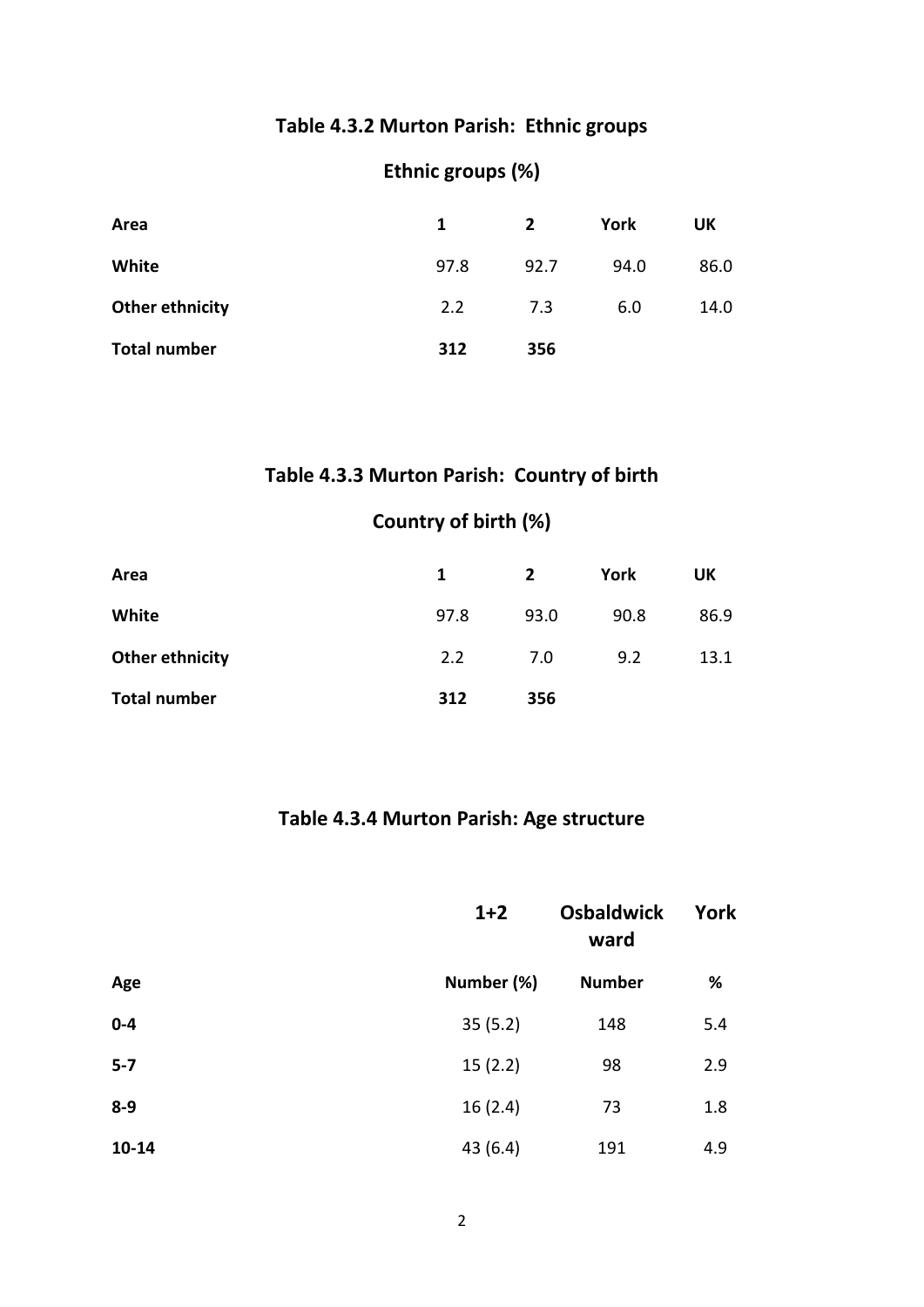## Table 4.3.2 Murton Parish: Ethnic groups

### Ethnic groups (%)

| Area | 1 | 2 | York | UK |
|---|---|---|---|---|
| **White** | 97.8 | 92.7 | 94.0 | 86.0 |
| **Other ethnicity** | 2.2 | 7.3 | 6.0 | 14.0 |
| **Total number** | **312** | **356** | | |

## Table 4.3.3 Murton Parish: Country of birth

### Country of birth (%)

| Area | 1 | 2 | York | UK |
|---|---|---|---|---|
| **White** | 97.8 | 93.0 | 90.8 | 86.9 |
| **Other ethnicity** | 2.2 | 7.0 | 9.2 | 13.1 |
| **Total number** | **312** | **356** | | |

## Table 4.3.4 Murton Parish: Age structure

| | 1+2 | Osbaldwick ward | York |
|---|---|---|---|
| **Age** | **Number (%)** | **Number** | **%** |
| **0-4** | 35 (5.2) | 148 | 5.4 |
| **5-7** | 15 (2.2) | 98 | 2.9 |
| **8-9** | 16 (2.4) | 73 | 1.8 |
| **10-14** | 43 (6.4) | 191 | 4.9 |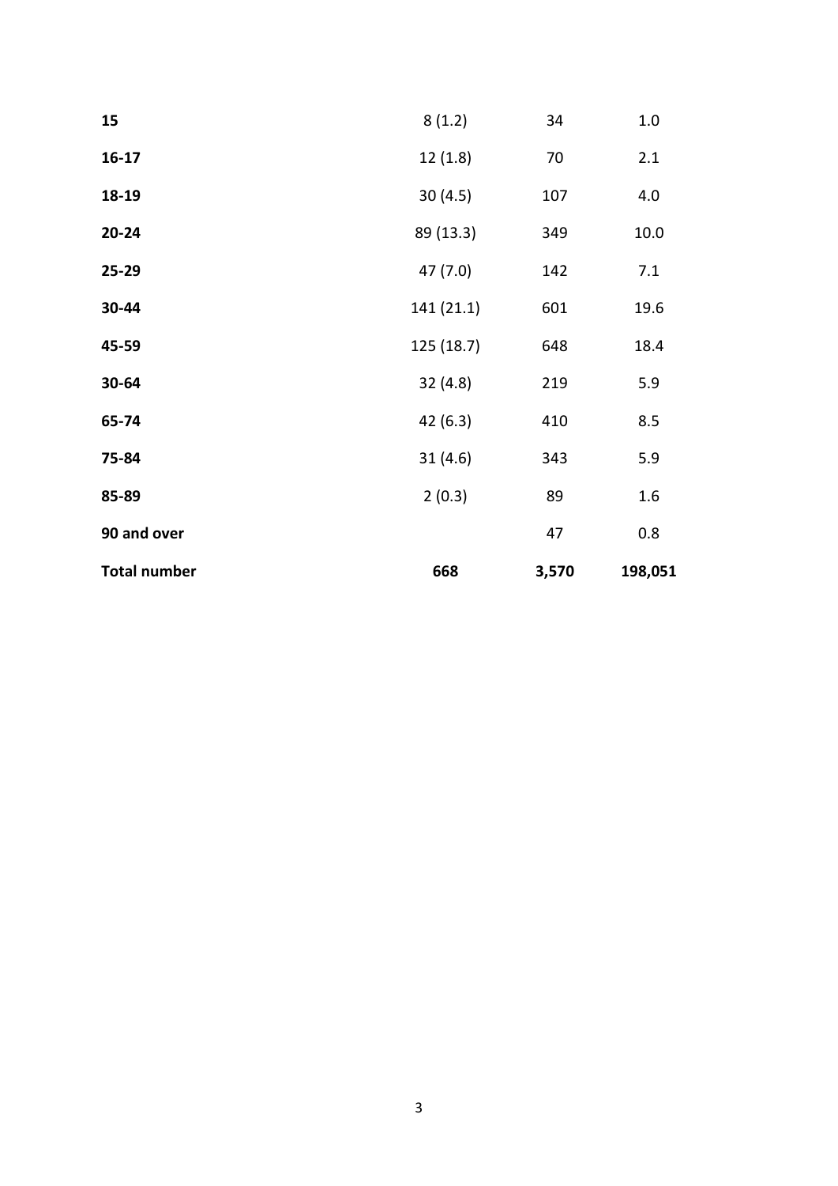| | | | |
|---|---|---|---|
| **15** | 8 (1.2) | 34 | 1.0 |
| **16-17** | 12 (1.8) | 70 | 2.1 |
| **18-19** | 30 (4.5) | 107 | 4.0 |
| **20-24** | 89 (13.3) | 349 | 10.0 |
| **25-29** | 47 (7.0) | 142 | 7.1 |
| **30-44** | 141 (21.1) | 601 | 19.6 |
| **45-59** | 125 (18.7) | 648 | 18.4 |
| **30-64** | 32 (4.8) | 219 | 5.9 |
| **65-74** | 42 (6.3) | 410 | 8.5 |
| **75-84** | 31 (4.6) | 343 | 5.9 |
| **85-89** | 2 (0.3) | 89 | 1.6 |
| **90 and over** | | 47 | 0.8 |
| **Total number** | **668** | **3,570** | **198,051** |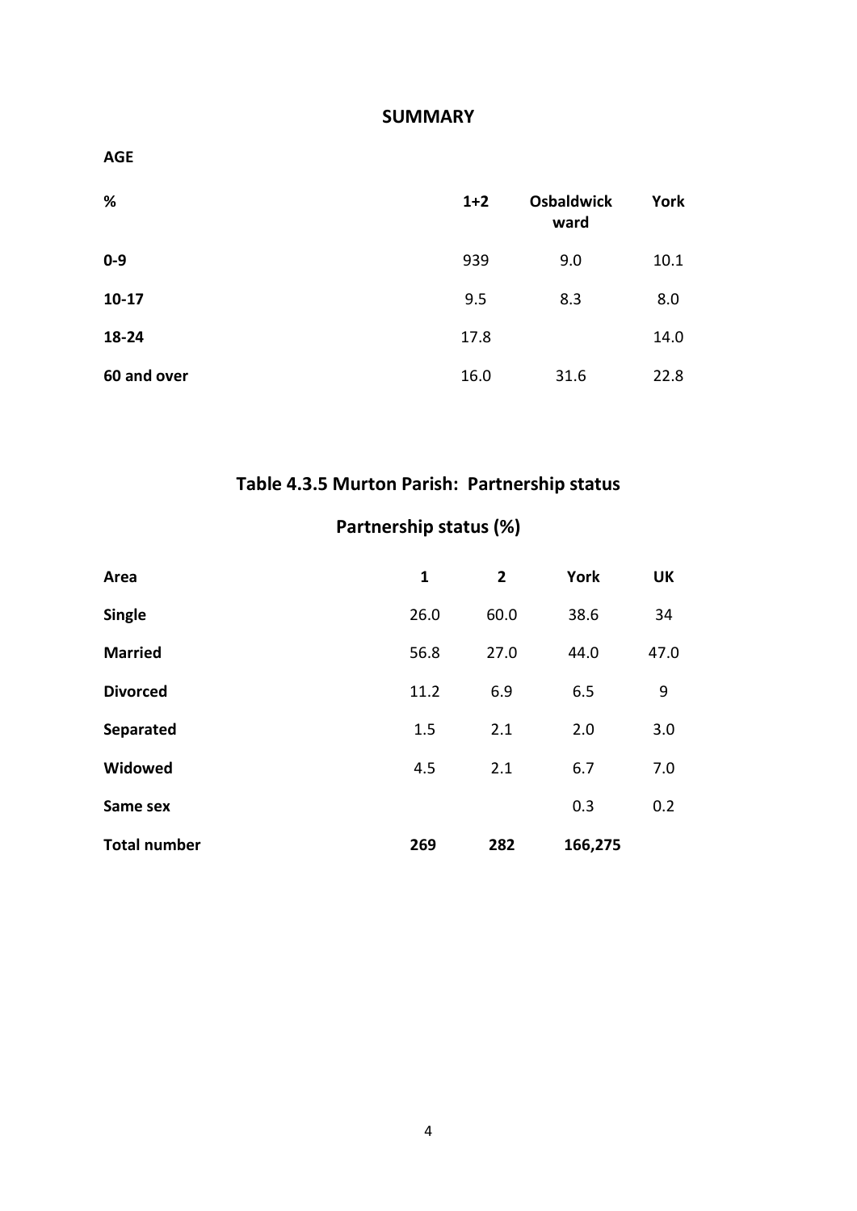## SUMMARY

**AGE**

| % | 1+2 | Osbaldwick ward | York |
|---|---|---|---|
| **0-9** | 939 | 9.0 | 10.1 |
| **10-17** | 9.5 | 8.3 | 8.0 |
| **18-24** | 17.8 | | 14.0 |
| **60 and over** | 16.0 | 31.6 | 22.8 |

## Table 4.3.5 Murton Parish: Partnership status

### Partnership status (%)

| Area | 1 | 2 | York | UK |
|---|---|---|---|---|
| **Single** | 26.0 | 60.0 | 38.6 | 34 |
| **Married** | 56.8 | 27.0 | 44.0 | 47.0 |
| **Divorced** | 11.2 | 6.9 | 6.5 | 9 |
| **Separated** | 1.5 | 2.1 | 2.0 | 3.0 |
| **Widowed** | 4.5 | 2.1 | 6.7 | 7.0 |
| **Same sex** | | | 0.3 | 0.2 |
| **Total number** | **269** | **282** | **166,275** | |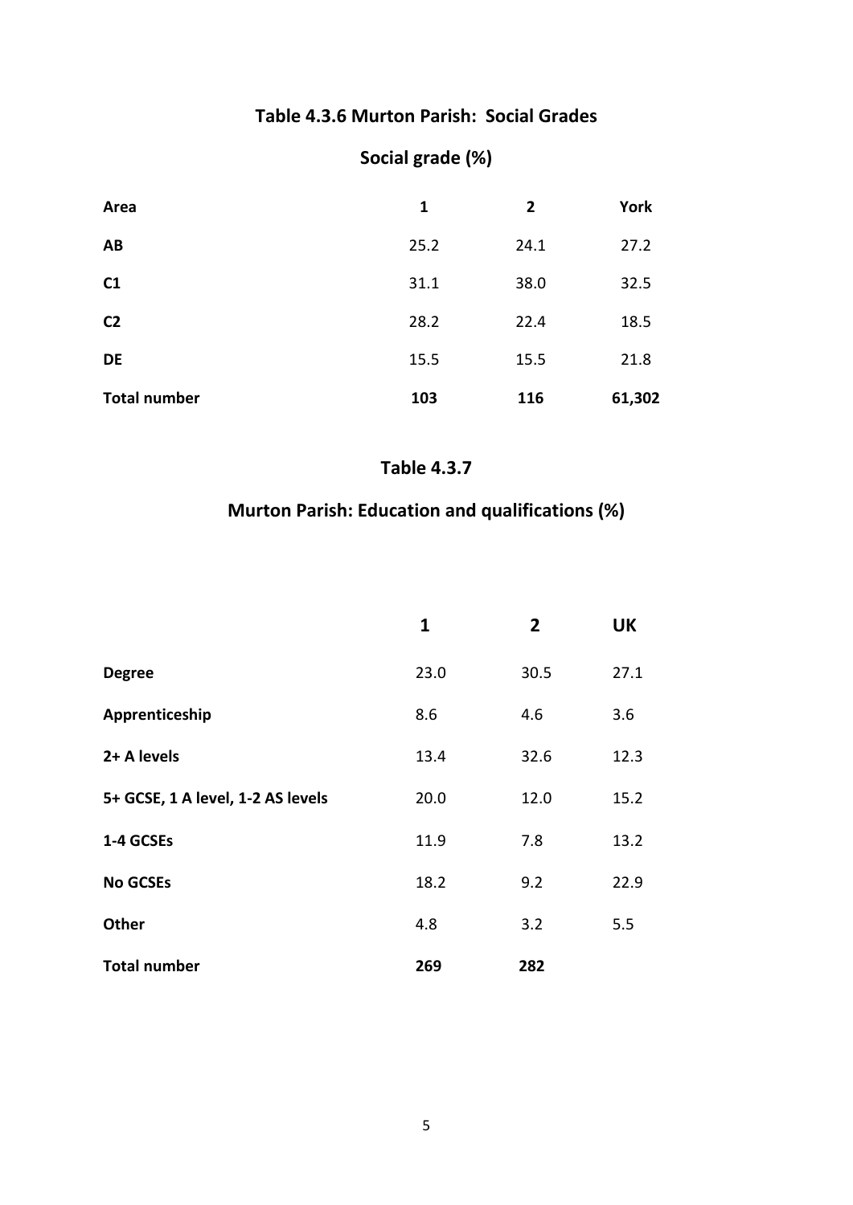## Table 4.3.6 Murton Parish: Social Grades

### Social grade (%)

| Area | 1 | 2 | York |
|---|---|---|---|
| **AB** | 25.2 | 24.1 | 27.2 |
| **C1** | 31.1 | 38.0 | 32.5 |
| **C2** | 28.2 | 22.4 | 18.5 |
| **DE** | 15.5 | 15.5 | 21.8 |
| **Total number** | **103** | **116** | **61,302** |

## Table 4.3.7

### Murton Parish: Education and qualifications (%)

| | 1 | 2 | UK |
|---|---|---|---|
| **Degree** | 23.0 | 30.5 | 27.1 |
| **Apprenticeship** | 8.6 | 4.6 | 3.6 |
| **2+ A levels** | 13.4 | 32.6 | 12.3 |
| **5+ GCSE, 1 A level, 1-2 AS levels** | 20.0 | 12.0 | 15.2 |
| **1-4 GCSEs** | 11.9 | 7.8 | 13.2 |
| **No GCSEs** | 18.2 | 9.2 | 22.9 |
| **Other** | 4.8 | 3.2 | 5.5 |
| **Total number** | **269** | **282** | |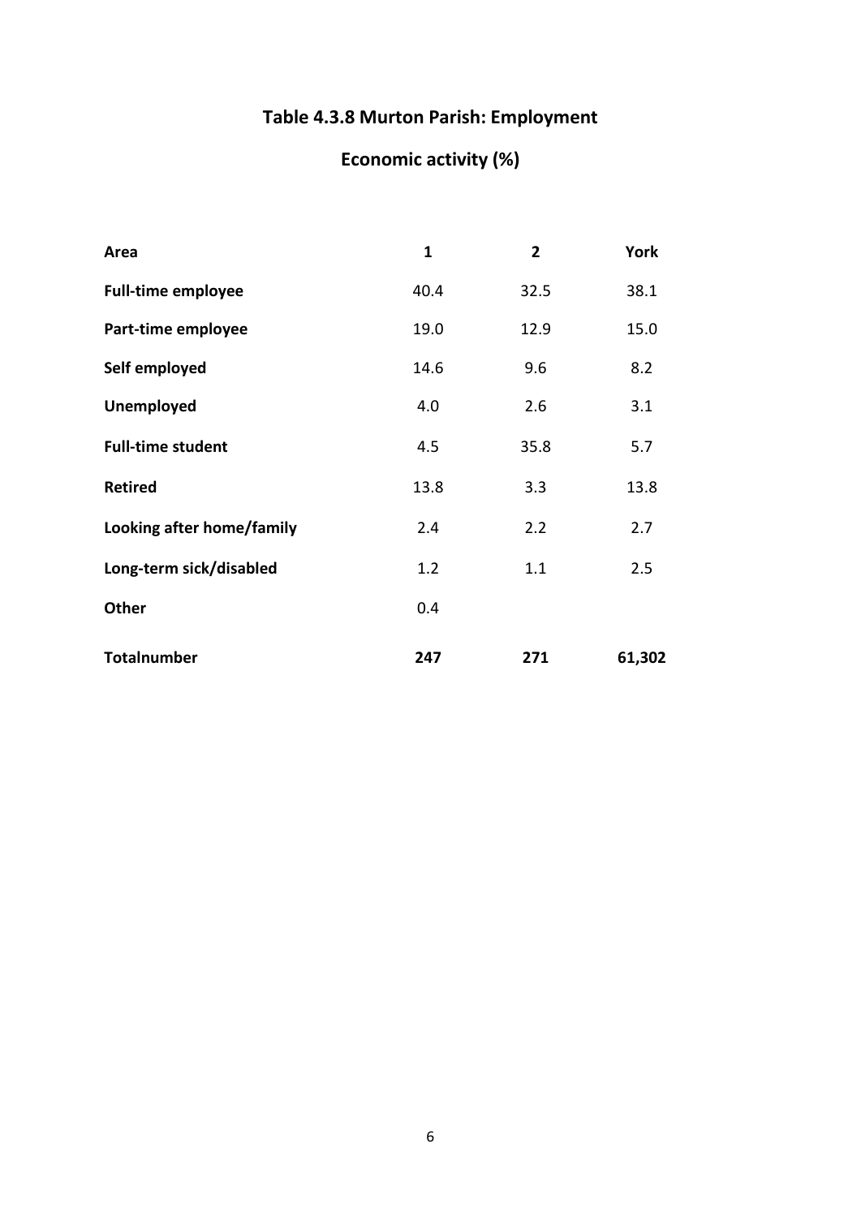# Table 4.3.8 Murton Parish: Employment

## Economic activity (%)

| Area | 1 | 2 | York |
|---|---|---|---|
| Full-time employee | 40.4 | 32.5 | 38.1 |
| Part-time employee | 19.0 | 12.9 | 15.0 |
| Self employed | 14.6 | 9.6 | 8.2 |
| Unemployed | 4.0 | 2.6 | 3.1 |
| Full-time student | 4.5 | 35.8 | 5.7 |
| Retired | 13.8 | 3.3 | 13.8 |
| Looking after home/family | 2.4 | 2.2 | 2.7 |
| Long-term sick/disabled | 1.2 | 1.1 | 2.5 |
| Other | 0.4 | | |
| **Totalnumber** | **247** | **271** | **61,302** |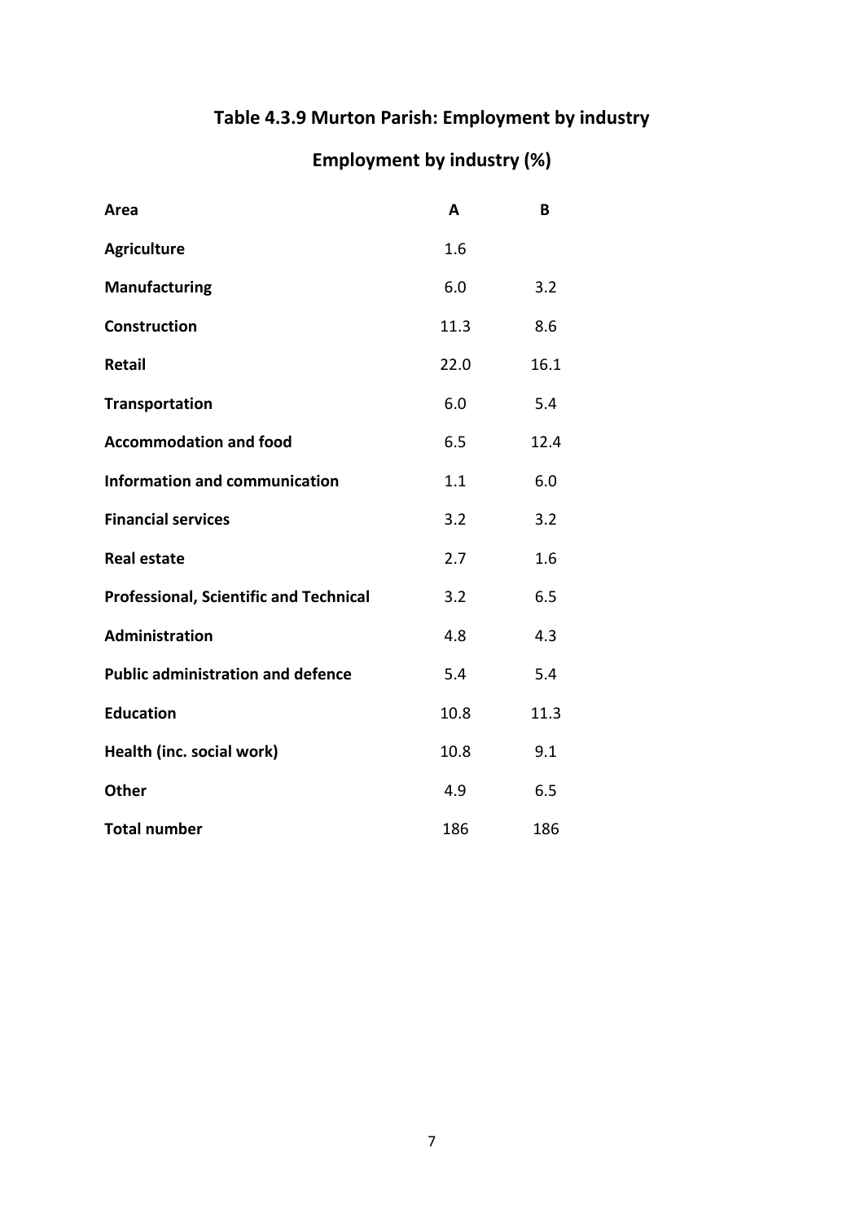# Table 4.3.9 Murton Parish: Employment by industry

## Employment by industry (%)

| Area | A | B |
|---|---|---|
| **Agriculture** | 1.6 | |
| **Manufacturing** | 6.0 | 3.2 |
| **Construction** | 11.3 | 8.6 |
| **Retail** | 22.0 | 16.1 |
| **Transportation** | 6.0 | 5.4 |
| **Accommodation and food** | 6.5 | 12.4 |
| **Information and communication** | 1.1 | 6.0 |
| **Financial services** | 3.2 | 3.2 |
| **Real estate** | 2.7 | 1.6 |
| **Professional, Scientific and Technical** | 3.2 | 6.5 |
| **Administration** | 4.8 | 4.3 |
| **Public administration and defence** | 5.4 | 5.4 |
| **Education** | 10.8 | 11.3 |
| **Health (inc. social work)** | 10.8 | 9.1 |
| **Other** | 4.9 | 6.5 |
| **Total number** | 186 | 186 |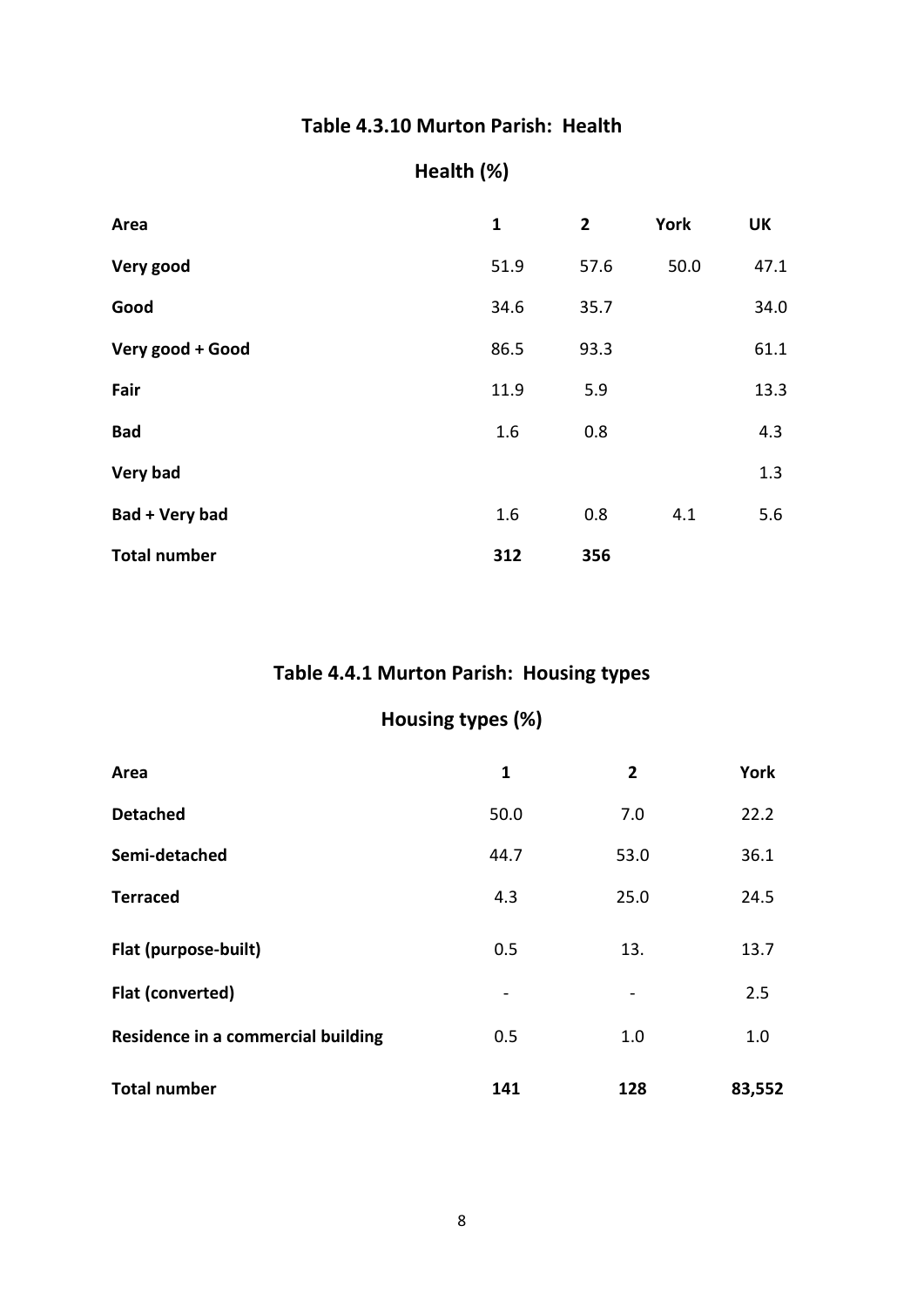## Table 4.3.10 Murton Parish: Health

### Health (%)

| Area | 1 | 2 | York | UK |
|---|---|---|---|---|
| **Very good** | 51.9 | 57.6 | 50.0 | 47.1 |
| **Good** | 34.6 | 35.7 | | 34.0 |
| **Very good + Good** | 86.5 | 93.3 | | 61.1 |
| **Fair** | 11.9 | 5.9 | | 13.3 |
| **Bad** | 1.6 | 0.8 | | 4.3 |
| **Very bad** | | | | 1.3 |
| **Bad + Very bad** | 1.6 | 0.8 | 4.1 | 5.6 |
| **Total number** | **312** | **356** | | |

## Table 4.4.1 Murton Parish: Housing types

### Housing types (%)

| Area | 1 | 2 | York |
|---|---|---|---|
| **Detached** | 50.0 | 7.0 | 22.2 |
| **Semi-detached** | 44.7 | 53.0 | 36.1 |
| **Terraced** | 4.3 | 25.0 | 24.5 |
| **Flat (purpose-built)** | 0.5 | 13. | 13.7 |
| **Flat (converted)** | - | - | 2.5 |
| **Residence in a commercial building** | 0.5 | 1.0 | 1.0 |
| **Total number** | **141** | **128** | **83,552** |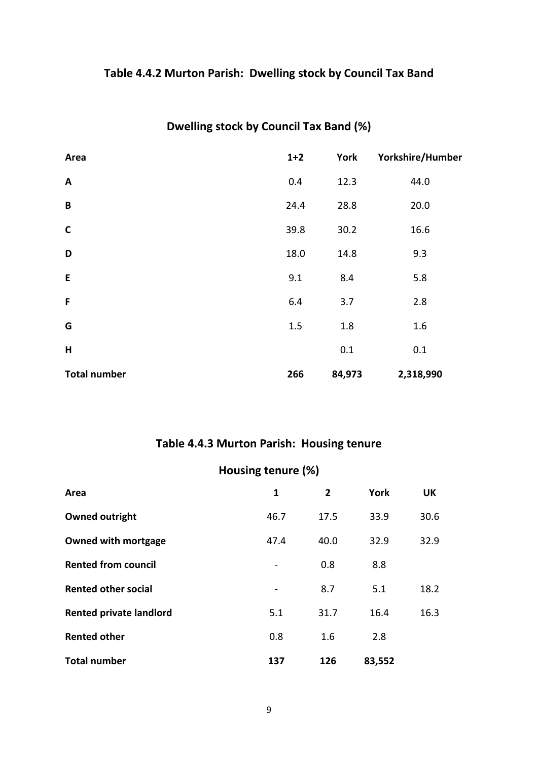## Table 4.4.2 Murton Parish: Dwelling stock by Council Tax Band

### Dwelling stock by Council Tax Band (%)

| Area | 1+2 | York | Yorkshire/Humber |
|---|---|---|---|
| **A** | 0.4 | 12.3 | 44.0 |
| **B** | 24.4 | 28.8 | 20.0 |
| **C** | 39.8 | 30.2 | 16.6 |
| **D** | 18.0 | 14.8 | 9.3 |
| **E** | 9.1 | 8.4 | 5.8 |
| **F** | 6.4 | 3.7 | 2.8 |
| **G** | 1.5 | 1.8 | 1.6 |
| **H** | | 0.1 | 0.1 |
| **Total number** | **266** | **84,973** | **2,318,990** |

## Table 4.4.3 Murton Parish: Housing tenure

### Housing tenure (%)

| Area | 1 | 2 | York | UK |
|---|---|---|---|---|
| **Owned outright** | 46.7 | 17.5 | 33.9 | 30.6 |
| **Owned with mortgage** | 47.4 | 40.0 | 32.9 | 32.9 |
| **Rented from council** | - | 0.8 | 8.8 | |
| **Rented other social** | - | 8.7 | 5.1 | 18.2 |
| **Rented private landlord** | 5.1 | 31.7 | 16.4 | 16.3 |
| **Rented other** | 0.8 | 1.6 | 2.8 | |
| **Total number** | **137** | **126** | **83,552** | |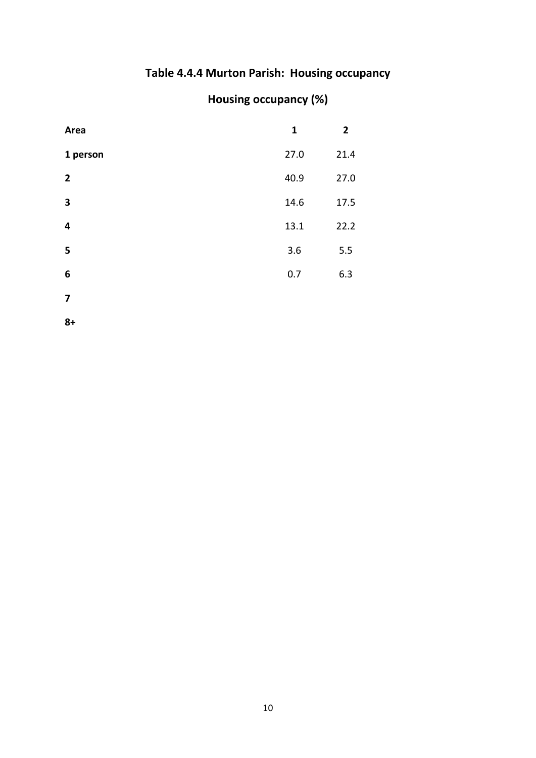# Table 4.4.4 Murton Parish: Housing occupancy

## Housing occupancy (%)

| Area | 1 | 2 |
|---|---|---|
| **1 person** | 27.0 | 21.4 |
| **2** | 40.9 | 27.0 |
| **3** | 14.6 | 17.5 |
| **4** | 13.1 | 22.2 |
| **5** | 3.6 | 5.5 |
| **6** | 0.7 | 6.3 |
| **7** | | |
| **8+** | | |